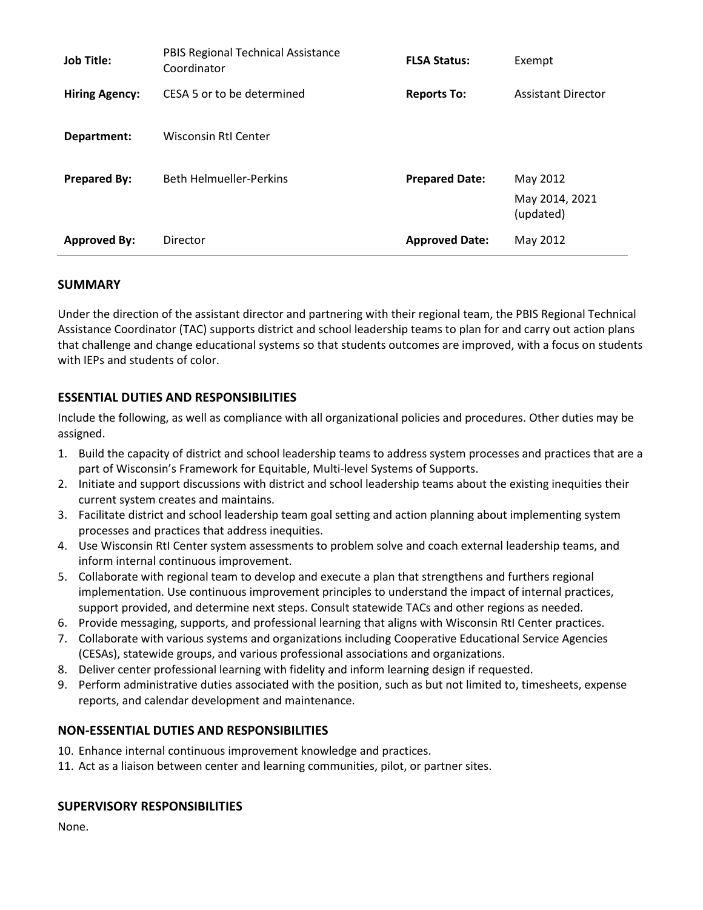| | | | |
|---|---|---|---|
| **Job Title:** | PBIS Regional Technical Assistance Coordinator | **FLSA Status:** | Exempt |
| **Hiring Agency:** | CESA 5 or to be determined | **Reports To:** | Assistant Director |
| **Department:** | Wisconsin RtI Center | | |
| **Prepared By:** | Beth Helmueller-Perkins | **Prepared Date:** | May 2012<br>May 2014, 2021 (updated) |
| **Approved By:** | Director | **Approved Date:** | May 2012 |

## SUMMARY

Under the direction of the assistant director and partnering with their regional team, the PBIS Regional Technical Assistance Coordinator (TAC) supports district and school leadership teams to plan for and carry out action plans that challenge and change educational systems so that students outcomes are improved, with a focus on students with IEPs and students of color.

## ESSENTIAL DUTIES AND RESPONSIBILITIES

Include the following, as well as compliance with all organizational policies and procedures. Other duties may be assigned.

1. Build the capacity of district and school leadership teams to address system processes and practices that are a part of Wisconsin's Framework for Equitable, Multi-level Systems of Supports.
2. Initiate and support discussions with district and school leadership teams about the existing inequities their current system creates and maintains.
3. Facilitate district and school leadership team goal setting and action planning about implementing system processes and practices that address inequities.
4. Use Wisconsin RtI Center system assessments to problem solve and coach external leadership teams, and inform internal continuous improvement.
5. Collaborate with regional team to develop and execute a plan that strengthens and furthers regional implementation. Use continuous improvement principles to understand the impact of internal practices, support provided, and determine next steps. Consult statewide TACs and other regions as needed.
6. Provide messaging, supports, and professional learning that aligns with Wisconsin RtI Center practices.
7. Collaborate with various systems and organizations including Cooperative Educational Service Agencies (CESAs), statewide groups, and various professional associations and organizations.
8. Deliver center professional learning with fidelity and inform learning design if requested.
9. Perform administrative duties associated with the position, such as but not limited to, timesheets, expense reports, and calendar development and maintenance.

## NON-ESSENTIAL DUTIES AND RESPONSIBILITIES

10. Enhance internal continuous improvement knowledge and practices.
11. Act as a liaison between center and learning communities, pilot, or partner sites.

## SUPERVISORY RESPONSIBILITIES

None.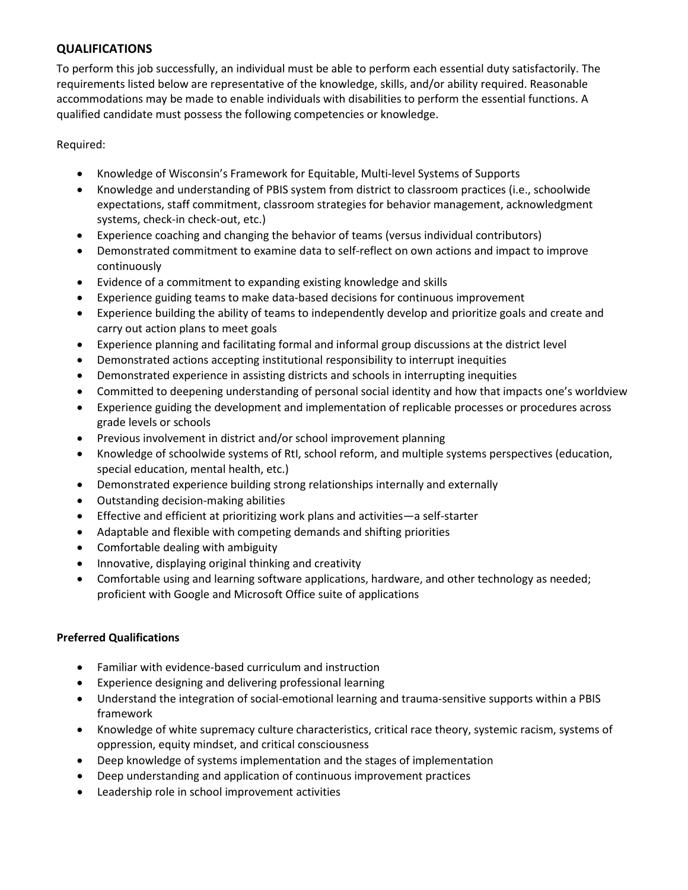## QUALIFICATIONS

To perform this job successfully, an individual must be able to perform each essential duty satisfactorily. The requirements listed below are representative of the knowledge, skills, and/or ability required. Reasonable accommodations may be made to enable individuals with disabilities to perform the essential functions. A qualified candidate must possess the following competencies or knowledge.

Required:

- Knowledge of Wisconsin's Framework for Equitable, Multi-level Systems of Supports
- Knowledge and understanding of PBIS system from district to classroom practices (i.e., schoolwide expectations, staff commitment, classroom strategies for behavior management, acknowledgment systems, check-in check-out, etc.)
- Experience coaching and changing the behavior of teams (versus individual contributors)
- Demonstrated commitment to examine data to self-reflect on own actions and impact to improve continuously
- Evidence of a commitment to expanding existing knowledge and skills
- Experience guiding teams to make data-based decisions for continuous improvement
- Experience building the ability of teams to independently develop and prioritize goals and create and carry out action plans to meet goals
- Experience planning and facilitating formal and informal group discussions at the district level
- Demonstrated actions accepting institutional responsibility to interrupt inequities
- Demonstrated experience in assisting districts and schools in interrupting inequities
- Committed to deepening understanding of personal social identity and how that impacts one's worldview
- Experience guiding the development and implementation of replicable processes or procedures across grade levels or schools
- Previous involvement in district and/or school improvement planning
- Knowledge of schoolwide systems of RtI, school reform, and multiple systems perspectives (education, special education, mental health, etc.)
- Demonstrated experience building strong relationships internally and externally
- Outstanding decision-making abilities
- Effective and efficient at prioritizing work plans and activities—a self-starter
- Adaptable and flexible with competing demands and shifting priorities
- Comfortable dealing with ambiguity
- Innovative, displaying original thinking and creativity
- Comfortable using and learning software applications, hardware, and other technology as needed; proficient with Google and Microsoft Office suite of applications

**Preferred Qualifications**

- Familiar with evidence-based curriculum and instruction
- Experience designing and delivering professional learning
- Understand the integration of social-emotional learning and trauma-sensitive supports within a PBIS framework
- Knowledge of white supremacy culture characteristics, critical race theory, systemic racism, systems of oppression, equity mindset, and critical consciousness
- Deep knowledge of systems implementation and the stages of implementation
- Deep understanding and application of continuous improvement practices
- Leadership role in school improvement activities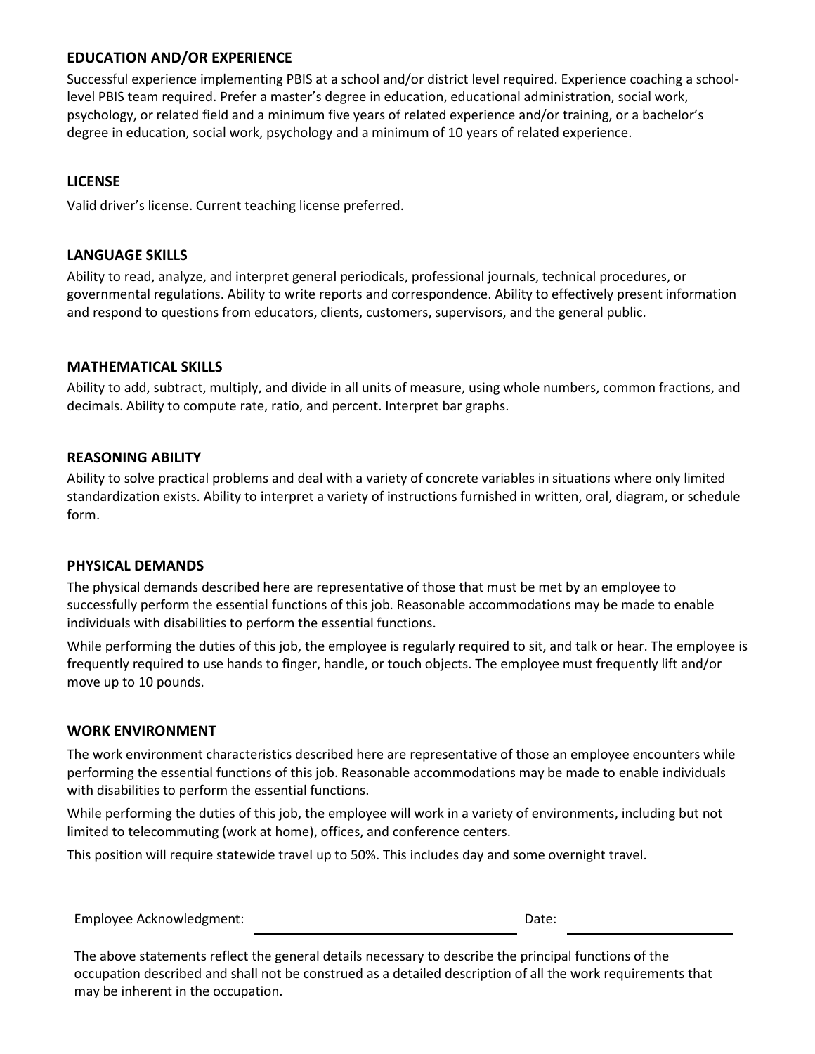## EDUCATION AND/OR EXPERIENCE

Successful experience implementing PBIS at a school and/or district level required. Experience coaching a school-level PBIS team required. Prefer a master's degree in education, educational administration, social work, psychology, or related field and a minimum five years of related experience and/or training, or a bachelor's degree in education, social work, psychology and a minimum of 10 years of related experience.

## LICENSE

Valid driver's license. Current teaching license preferred.

## LANGUAGE SKILLS

Ability to read, analyze, and interpret general periodicals, professional journals, technical procedures, or governmental regulations. Ability to write reports and correspondence. Ability to effectively present information and respond to questions from educators, clients, customers, supervisors, and the general public.

## MATHEMATICAL SKILLS

Ability to add, subtract, multiply, and divide in all units of measure, using whole numbers, common fractions, and decimals. Ability to compute rate, ratio, and percent. Interpret bar graphs.

## REASONING ABILITY

Ability to solve practical problems and deal with a variety of concrete variables in situations where only limited standardization exists. Ability to interpret a variety of instructions furnished in written, oral, diagram, or schedule form.

## PHYSICAL DEMANDS

The physical demands described here are representative of those that must be met by an employee to successfully perform the essential functions of this job. Reasonable accommodations may be made to enable individuals with disabilities to perform the essential functions.

While performing the duties of this job, the employee is regularly required to sit, and talk or hear. The employee is frequently required to use hands to finger, handle, or touch objects. The employee must frequently lift and/or move up to 10 pounds.

## WORK ENVIRONMENT

The work environment characteristics described here are representative of those an employee encounters while performing the essential functions of this job. Reasonable accommodations may be made to enable individuals with disabilities to perform the essential functions.

While performing the duties of this job, the employee will work in a variety of environments, including but not limited to telecommuting (work at home), offices, and conference centers.

This position will require statewide travel up to 50%. This includes day and some overnight travel.

Employee Acknowledgment: ______________________ Date: ______________

The above statements reflect the general details necessary to describe the principal functions of the occupation described and shall not be construed as a detailed description of all the work requirements that may be inherent in the occupation.